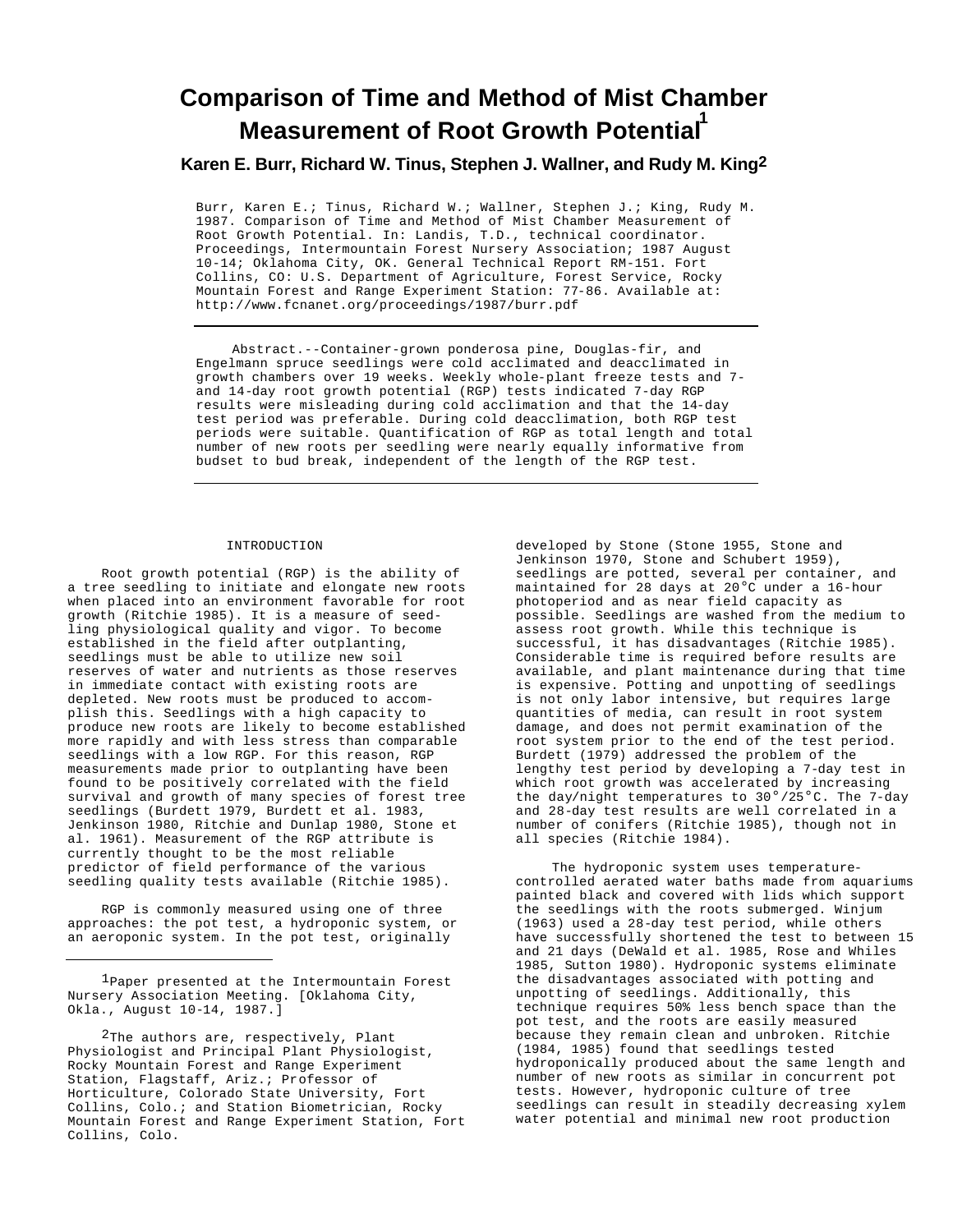# Comparison of Time and Method of Mist Chamber Measurement of Root Growth Potential[1]

**Karen E. Burr, Richard W. Tinus, Stephen J. Wallner, and Rudy M. King[2]**

Burr, Karen E.; Tinus, Richard W.; Wallner, Stephen J.; King, Rudy M. 1987. Comparison of Time and Method of Mist Chamber Measurement of Root Growth Potential. In: Landis, T.D., technical coordinator. Proceedings, Intermountain Forest Nursery Association; 1987 August 10-14; Oklahoma City, OK. General Technical Report RM-151. Fort Collins, CO: U.S. Department of Agriculture, Forest Service, Rocky Mountain Forest and Range Experiment Station: 77-86. Available at: http://www.fcnanet.org/proceedings/1987/burr.pdf

Abstract.--Container-grown ponderosa pine, Douglas-fir, and Engelmann spruce seedlings were cold acclimated and deacclimated in growth chambers over 19 weeks. Weekly whole-plant freeze tests and 7- and 14-day root growth potential (RGP) tests indicated 7-day RGP results were misleading during cold acclimation and that the 14-day test period was preferable. During cold deacclimation, both RGP test periods were suitable. Quantification of RGP as total length and total number of new roots per seedling were nearly equally informative from budset to bud break, independent of the length of the RGP test.

## INTRODUCTION

Root growth potential (RGP) is the ability of a tree seedling to initiate and elongate new roots when placed into an environment favorable for root growth (Ritchie 1985). It is a measure of seedling physiological quality and vigor. To become established in the field after outplanting, seedlings must be able to utilize new soil reserves of water and nutrients as those reserves in immediate contact with existing roots are depleted. New roots must be produced to accomplish this. Seedlings with a high capacity to produce new roots are likely to become established more rapidly and with less stress than comparable seedlings with a low RGP. For this reason, RGP measurements made prior to outplanting have been found to be positively correlated with the field survival and growth of many species of forest tree seedlings (Burdett 1979, Burdett et al. 1983, Jenkinson 1980, Ritchie and Dunlap 1980, Stone et al. 1961). Measurement of the RGP attribute is currently thought to be the most reliable predictor of field performance of the various seedling quality tests available (Ritchie 1985).

RGP is commonly measured using one of three approaches: the pot test, a hydroponic system, or an aeroponic system. In the pot test, originally developed by Stone (Stone 1955, Stone and Jenkinson 1970, Stone and Schubert 1959), seedlings are potted, several per container, and maintained for 28 days at 20°C under a 16-hour photoperiod and as near field capacity as possible. Seedlings are washed from the medium to assess root growth. While this technique is successful, it has disadvantages (Ritchie 1985). Considerable time is required before results are available, and plant maintenance during that time is expensive. Potting and unpotting of seedlings is not only labor intensive, but requires large quantities of media, can result in root system damage, and does not permit examination of the root system prior to the end of the test period. Burdett (1979) addressed the problem of the lengthy test period by developing a 7-day test in which root growth was accelerated by increasing the day/night temperatures to 30°/25°C. The 7-day and 28-day test results are well correlated in a number of conifers (Ritchie 1985), though not in all species (Ritchie 1984).

The hydroponic system uses temperature-controlled aerated water baths made from aquariums painted black and covered with lids which support the seedlings with the roots submerged. Winjum (1963) used a 28-day test period, while others have successfully shortened the test to between 15 and 21 days (DeWald et al. 1985, Rose and Whiles 1985, Sutton 1980). Hydroponic systems eliminate the disadvantages associated with potting and unpotting of seedlings. Additionally, this technique requires 50% less bench space than the pot test, and the roots are easily measured because they remain clean and unbroken. Ritchie (1984, 1985) found that seedlings tested hydroponically produced about the same length and number of new roots as similar in concurrent pot tests. However, hydroponic culture of tree seedlings can result in steadily decreasing xylem water potential and minimal new root production

---

[1]Paper presented at the Intermountain Forest Nursery Association Meeting. [Oklahoma City, Okla., August 10-14, 1987.]

[2]The authors are, respectively, Plant Physiologist and Principal Plant Physiologist, Rocky Mountain Forest and Range Experiment Station, Flagstaff, Ariz.; Professor of Horticulture, Colorado State University, Fort Collins, Colo.; and Station Biometrician, Rocky Mountain Forest and Range Experiment Station, Fort Collins, Colo.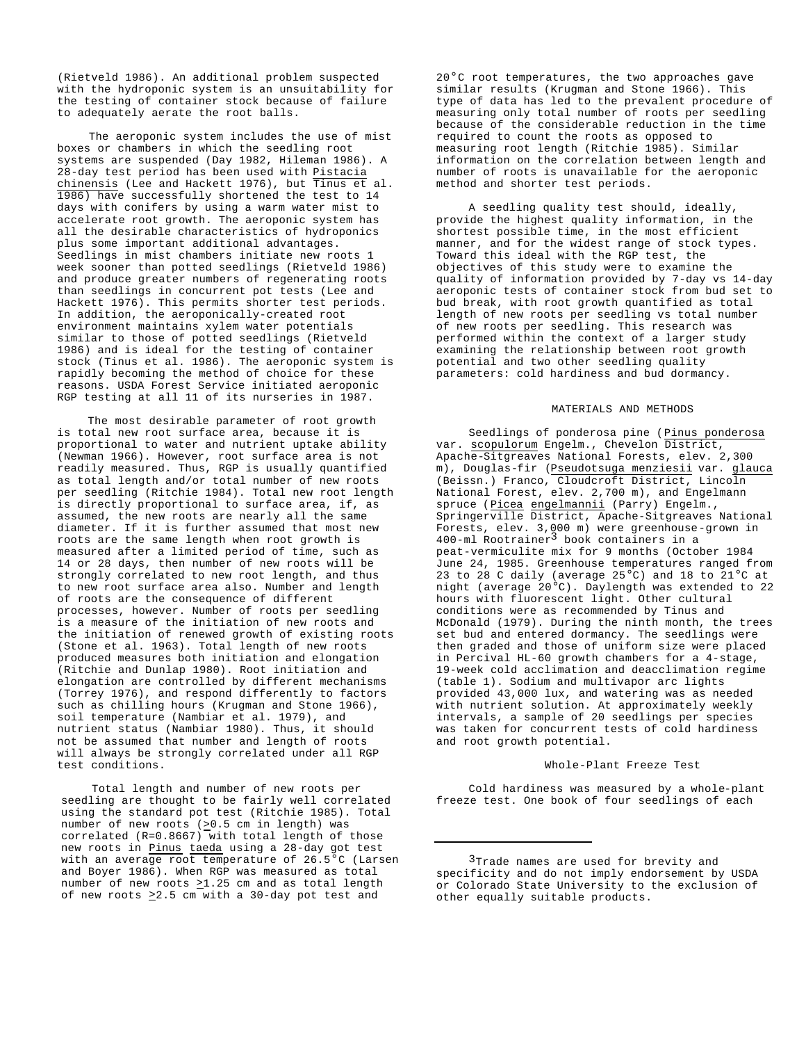(Rietveld 1986). An additional problem suspected with the hydroponic system is an unsuitability for the testing of container stock because of failure to adequately aerate the root balls.

The aeroponic system includes the use of mist boxes or chambers in which the seedling root systems are suspended (Day 1982, Hileman 1986). A 28-day test period has been used with *Pistacia chinensis* (Lee and Hackett 1976), but Tinus et al. 1986) have successfully shortened the test to 14 days with conifers by using a warm water mist to accelerate root growth. The aeroponic system has all the desirable characteristics of hydroponics plus some important additional advantages. Seedlings in mist chambers initiate new roots 1 week sooner than potted seedlings (Rietveld 1986) and produce greater numbers of regenerating roots than seedlings in concurrent pot tests (Lee and Hackett 1976). This permits shorter test periods. In addition, the aeroponically-created root environment maintains xylem water potentials similar to those of potted seedlings (Rietveld 1986) and is ideal for the testing of container stock (Tinus et al. 1986). The aeroponic system is rapidly becoming the method of choice for these reasons. USDA Forest Service initiated aeroponic RGP testing at all 11 of its nurseries in 1987.

The most desirable parameter of root growth is total new root surface area, because it is proportional to water and nutrient uptake ability (Newman 1966). However, root surface area is not readily measured. Thus, RGP is usually quantified as total length and/or total number of new roots per seedling (Ritchie 1984). Total new root length is directly proportional to surface area, if, as assumed, the new roots are nearly all the same diameter. If it is further assumed that most new roots are the same length when root growth is measured after a limited period of time, such as 14 or 28 days, then number of new roots will be strongly correlated to new root length, and thus to new root surface area also. Number and length of roots are the consequence of different processes, however. Number of roots per seedling is a measure of the initiation of new roots and the initiation of renewed growth of existing roots (Stone et al. 1963). Total length of new roots produced measures both initiation and elongation (Ritchie and Dunlap 1980). Root initiation and elongation are controlled by different mechanisms (Torrey 1976), and respond differently to factors such as chilling hours (Krugman and Stone 1966), soil temperature (Nambiar et al. 1979), and nutrient status (Nambiar 1980). Thus, it should not be assumed that number and length of roots will always be strongly correlated under all RGP test conditions.

Total length and number of new roots per seedling are thought to be fairly well correlated using the standard pot test (Ritchie 1985). Total number of new roots ($\geq$0.5 cm in length) was correlated (R=0.8667) with total length of those new roots in *Pinus taeda* using a 28-day got test with an average root temperature of 26.5°C (Larsen and Boyer 1986). When RGP was measured as total number of new roots $\geq$1.25 cm and as total length of new roots $\geq$2.5 cm with a 30-day pot test and 20°C root temperatures, the two approaches gave similar results (Krugman and Stone 1966). This type of data has led to the prevalent procedure of measuring only total number of roots per seedling because of the considerable reduction in the time required to count the roots as opposed to measuring root length (Ritchie 1985). Similar information on the correlation between length and number of roots is unavailable for the aeroponic method and shorter test periods.

A seedling quality test should, ideally, provide the highest quality information, in the shortest possible time, in the most efficient manner, and for the widest range of stock types. Toward this ideal with the RGP test, the objectives of this study were to examine the quality of information provided by 7-day vs 14-day aeroponic tests of container stock from bud set to bud break, with root growth quantified as total length of new roots per seedling vs total number of new roots per seedling. This research was performed within the context of a larger study examining the relationship between root growth potential and two other seedling quality parameters: cold hardiness and bud dormancy.

## MATERIALS AND METHODS

Seedlings of ponderosa pine (*Pinus ponderosa* var. *scopulorum* Engelm., Chevelon District, Apache-Sitgreaves National Forests, elev. 2,300 m), Douglas-fir (*Pseudotsuga menziesii* var. *glauca* (Beissn.) Franco, Cloudcroft District, Lincoln National Forest, elev. 2,700 m), and Engelmann spruce (*Picea engelmannii* (Parry) Engelm., Springerville District, Apache-Sitgreaves National Forests, elev. 3,000 m) were greenhouse-grown in 400-ml Rootrainer[3] book containers in a peat-vermiculite mix for 9 months (October 1984 June 24, 1985. Greenhouse temperatures ranged from 23 to 28 C daily (average 25°C) and 18 to 21°C at night (average 20°C). Daylength was extended to 22 hours with fluorescent light. Other cultural conditions were as recommended by Tinus and McDonald (1979). During the ninth month, the trees set bud and entered dormancy. The seedlings were then graded and those of uniform size were placed in Percival HL-60 growth chambers for a 4-stage, 19-week cold acclimation and deacclimation regime (table 1). Sodium and multivapor arc lights provided 43,000 lux, and watering was as needed with nutrient solution. At approximately weekly intervals, a sample of 20 seedlings per species was taken for concurrent tests of cold hardiness and root growth potential.

### Whole-Plant Freeze Test

Cold hardiness was measured by a whole-plant freeze test. One book of four seedlings of each

[3] Trade names are used for brevity and specificity and do not imply endorsement by USDA or Colorado State University to the exclusion of other equally suitable products.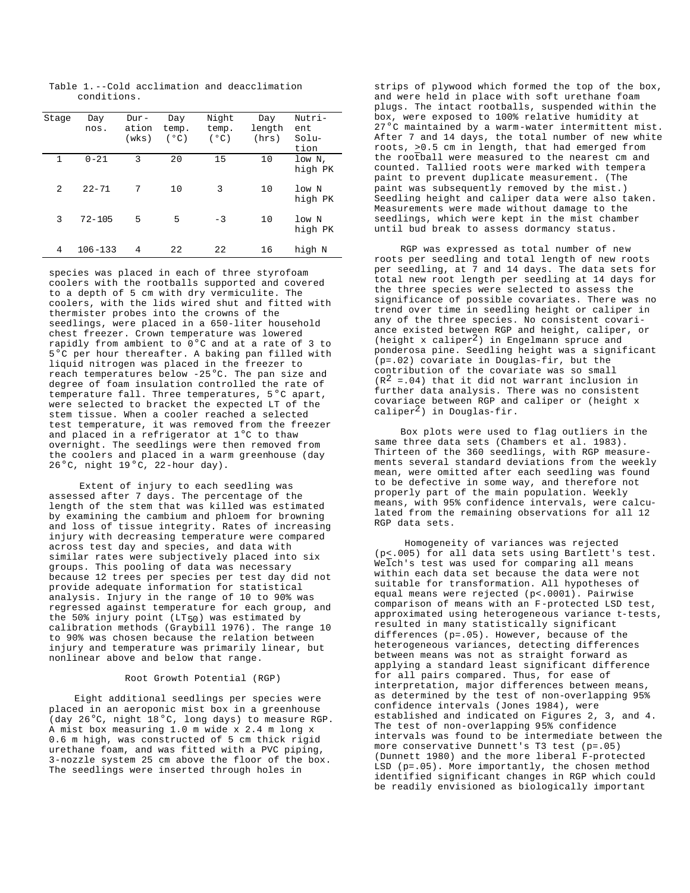Table 1.--Cold acclimation and deacclimation conditions.

| Stage | Day nos. | Duration (wks) | Day temp. (°C) | Night temp. (°C) | Day length (hrs) | Nutrient Solution |
|---|---|---|---|---|---|---|
| 1 | 0-21 | 3 | 20 | 15 | 10 | low N, high PK |
| 2 | 22-71 | 7 | 10 | 3 | 10 | low N high PK |
| 3 | 72-105 | 5 | 5 | -3 | 10 | low N high PK |
| 4 | 106-133 | 4 | 22 | 22 | 16 | high N |

species was placed in each of three styrofoam coolers with the rootballs supported and covered to a depth of 5 cm with dry vermiculite. The coolers, with the lids wired shut and fitted with thermister probes into the crowns of the seedlings, were placed in a 650-liter household chest freezer. Crown temperature was lowered rapidly from ambient to 0°C and at a rate of 3 to 5°C per hour thereafter. A baking pan filled with liquid nitrogen was placed in the freezer to reach temperatures below -25°C. The pan size and degree of foam insulation controlled the rate of temperature fall. Three temperatures, 5°C apart, were selected to bracket the expected LT of the stem tissue. When a cooler reached a selected test temperature, it was removed from the freezer and placed in a refrigerator at 1°C to thaw overnight. The seedlings were then removed from the coolers and placed in a warm greenhouse (day 26°C, night 19°C, 22-hour day).

Extent of injury to each seedling was assessed after 7 days. The percentage of the length of the stem that was killed was estimated by examining the cambium and phloem for browning and loss of tissue integrity. Rates of increasing injury with decreasing temperature were compared across test day and species, and data with similar rates were subjectively placed into six groups. This pooling of data was necessary because 12 trees per species per test day did not provide adequate information for statistical analysis. Injury in the range of 10 to 90% was regressed against temperature for each group, and the 50% injury point ($LT_{50}$) was estimated by calibration methods (Graybill 1976). The range 10 to 90% was chosen because the relation between injury and temperature was primarily linear, but nonlinear above and below that range.

## Root Growth Potential (RGP)

Eight additional seedlings per species were placed in an aeroponic mist box in a greenhouse (day 26°C, night 18°C, long days) to measure RGP. A mist box measuring 1.0 m wide x 2.4 m long x 0.6 m high, was constructed of 5 cm thick rigid urethane foam, and was fitted with a PVC piping, 3-nozzle system 25 cm above the floor of the box. The seedlings were inserted through holes in strips of plywood which formed the top of the box, and were held in place with soft urethane foam plugs. The intact rootballs, suspended within the box, were exposed to 100% relative humidity at 27°C maintained by a warm-water intermittent mist. After 7 and 14 days, the total number of new white roots, >0.5 cm in length, that had emerged from the rootball were measured to the nearest cm and counted. Tallied roots were marked with tempera paint to prevent duplicate measurement. (The paint was subsequently removed by the mist.) Seedling height and caliper data were also taken. Measurements were made without damage to the seedlings, which were kept in the mist chamber until bud break to assess dormancy status.

RGP was expressed as total number of new roots per seedling and total length of new roots per seedling, at 7 and 14 days. The data sets for total new root length per seedling at 14 days for the three species were selected to assess the significance of possible covariates. There was no trend over time in seedling height or caliper in any of the three species. No consistent covariance existed between RGP and height, caliper, or (height x caliper$^2$) in Engelmann spruce and ponderosa pine. Seedling height was a significant ($p=.02$) covariate in Douglas-fir, but the contribution of the covariate was so small ($R^2 = .04$) that it did not warrant inclusion in further data analysis. There was no consistent covariace between RGP and caliper or (height x caliper$^2$) in Douglas-fir.

Box plots were used to flag outliers in the same three data sets (Chambers et al. 1983). Thirteen of the 360 seedlings, with RGP measurements several standard deviations from the weekly mean, were omitted after each seedling was found to be defective in some way, and therefore not properly part of the main population. Weekly means, with 95% confidence intervals, were calculated from the remaining observations for all 12 RGP data sets.

Homogeneity of variances was rejected ($p \leq .005$) for all data sets using Bartlett's test. Welch's test was used for comparing all means within each data set because the data were not suitable for transformation. All hypotheses of equal means were rejected ($p<.0001$). Pairwise comparison of means with an F-protected LSD test, approximated using heterogeneous variance t-tests, resulted in many statistically significant differences ($p=.05$). However, because of the heterogeneous variances, detecting differences between means was not as straight forward as applying a standard least significant difference for all pairs compared. Thus, for ease of interpretation, major differences between means, as determined by the test of non-overlapping 95% confidence intervals (Jones 1984), were established and indicated on Figures 2, 3, and 4. The test of non-overlapping 95% confidence intervals was found to be intermediate between the more conservative Dunnett's T3 test ($p=.05$) (Dunnett 1980) and the more liberal F-protected LSD ($p=.05$). More importantly, the chosen method identified significant changes in RGP which could be readily envisioned as biologically important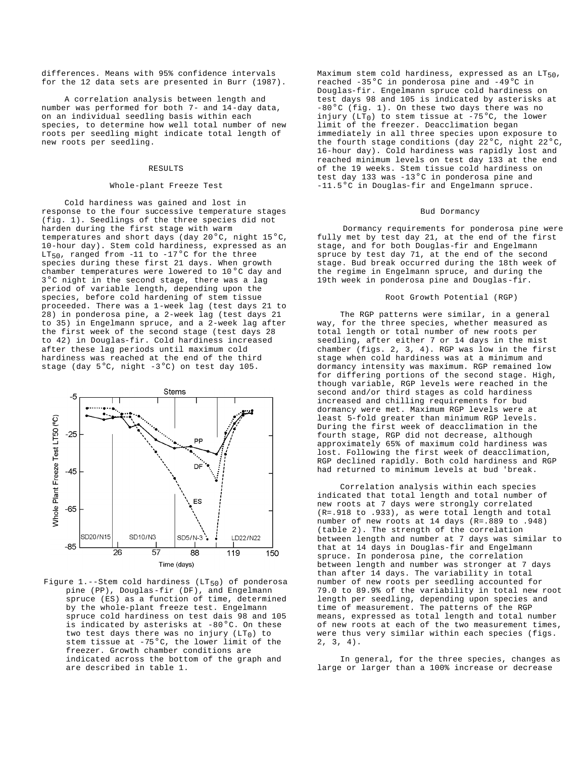differences. Means with 95% confidence intervals for the 12 data sets are presented in Burr (1987).

A correlation analysis between length and number was performed for both 7- and 14-day data, on an individual seedling basis within each species, to determine how well total number of new roots per seedling might indicate total length of new roots per seedling.

## RESULTS

### Whole-plant Freeze Test

Cold hardiness was gained and lost in response to the four successive temperature stages (fig. 1). Seedlings of the three species did not harden during the first stage with warm temperatures and short days (day 20°C, night 15°C, 10-hour day). Stem cold hardiness, expressed as an $LT_{50}$, ranged from -11 to -17°C for the three species during these first 21 days. When growth chamber temperatures were lowered to 10°C day and 3°C night in the second stage, there was a lag period of variable length, depending upon the species, before cold hardening of stem tissue proceeded. There was a 1-week lag (test days 21 to 28) in ponderosa pine, a 2-week lag (test days 21 to 35) in Engelmann spruce, and a 2-week lag after the first week of the second stage (test days 28 to 42) in Douglas-fir. Cold hardiness increased after these lag periods until maximum cold hardiness was reached at the end of the third stage (day 5°C, night -3°C) on test day 105.

Figure 1.--Stem cold hardiness ($LT_{50}$) of ponderosa pine (PP), Douglas-fir (DF), and Engelmann spruce (ES) as a function of time, determined by the whole-plant freeze test. Engelmann spruce cold hardiness on test dais 98 and 105 is indicated by asterisks at -80°C. On these two test days there was no injury ($LT_0$) to stem tissue at -75°C, the lower limit of the freezer. Growth chamber conditions are indicated across the bottom of the graph and are described in table 1.

Maximum stem cold hardiness, expressed as an $LT_{50}$, reached -35°C in ponderosa pine and -49°C in Douglas-fir. Engelmann spruce cold hardiness on test days 98 and 105 is indicated by asterisks at -80°C (fig. 1). On these two days there was no injury ($LT_0$) to stem tissue at -75°C, the lower limit of the freezer. Deacclimation began immediately in all three species upon exposure to the fourth stage conditions (day 22°C, night 22°C, 16-hour day). Cold hardiness was rapidly lost and reached minimum levels on test day 133 at the end of the 19 weeks. Stem tissue cold hardiness on test day 133 was -13°C in ponderosa pine and -11.5°C in Douglas-fir and Engelmann spruce.

### Bud Dormancy

Dormancy requirements for ponderosa pine were fully met by test day 21, at the end of the first stage, and for both Douglas-fir and Engelmann spruce by test day 71, at the end of the second stage. Bud break occurred during the 18th week of the regime in Engelmann spruce, and during the 19th week in ponderosa pine and Douglas-fir.

### Root Growth Potential (RGP)

The RGP patterns were similar, in a general way, for the three species, whether measured as total length or total number of new roots per seedling, after either 7 or 14 days in the mist chamber (figs. 2, 3, 4). RGP was low in the first stage when cold hardiness was at a minimum and dormancy intensity was maximum. RGP remained low for differing portions of the second stage. High, though variable, RGP levels were reached in the second and/or third stages as cold hardiness increased and chilling requirements for bud dormancy were met. Maximum RGP levels were at least 5-fold greater than minimum RGP levels. During the first week of deacclimation in the fourth stage, RGP did not decrease, although approximately 65% of maximum cold hardiness was lost. Following the first week of deacclimation, RGP declined rapidly. Both cold hardiness and RGP had returned to minimum levels at bud 'break.

Correlation analysis within each species indicated that total length and total number of new roots at 7 days were strongly correlated (R=.918 to .933), as were total length and total number of new roots at 14 days (R=.889 to .948) (table 2). The strength of the correlation between length and number at 7 days was similar to that at 14 days in Douglas-fir and Engelmann spruce. In ponderosa pine, the correlation between length and number was stronger at 7 days than after 14 days. The variability in total number of new roots per seedling accounted for 79.0 to 89.9% of the variability in total new root length per seedling, depending upon species and time of measurement. The patterns of the RGP means, expressed as total length and total number of new roots at each of the two measurement times, were thus very similar within each species (figs. 2, 3, 4).

In general, for the three species, changes as large or larger than a 100% increase or decrease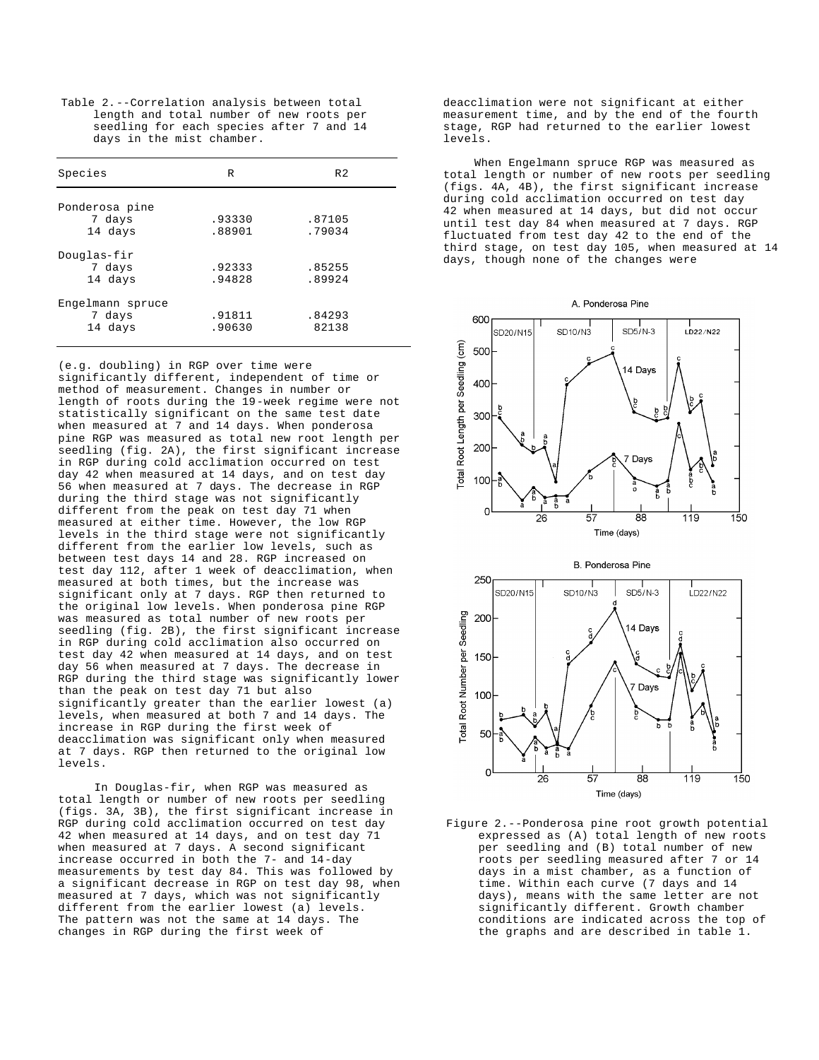Table 2.--Correlation analysis between total length and total number of new roots per seedling for each species after 7 and 14 days in the mist chamber.

| Species | R | R2 |
|---|---|---|
| Ponderosa pine | | |
| 7 days | .93330 | .87105 |
| 14 days | .88901 | .79034 |
| Douglas-fir | | |
| 7 days | .92333 | .85255 |
| 14 days | .94828 | .89924 |
| Engelmann spruce | | |
| 7 days | .91811 | .84293 |
| 14 days | .90630 | 82138 |

(e.g. doubling) in RGP over time were significantly different, independent of time or method of measurement. Changes in number or length of roots during the 19-week regime were not statistically significant on the same test date when measured at 7 and 14 days. When ponderosa pine RGP was measured as total new root length per seedling (fig. 2A), the first significant increase in RGP during cold acclimation occurred on test day 42 when measured at 14 days, and on test day 56 when measured at 7 days. The decrease in RGP during the third stage was not significantly different from the peak on test day 71 when measured at either time. However, the low RGP levels in the third stage were not significantly different from the earlier low levels, such as between test days 14 and 28. RGP increased on test day 112, after 1 week of deacclimation, when measured at both times, but the increase was significant only at 7 days. RGP then returned to the original low levels. When ponderosa pine RGP was measured as total number of new roots per seedling (fig. 2B), the first significant increase in RGP during cold acclimation also occurred on test day 42 when measured at 14 days, and on test day 56 when measured at 7 days. The decrease in RGP during the third stage was significantly lower than the peak on test day 71 but also significantly greater than the earlier lowest (a) levels, when measured at both 7 and 14 days. The increase in RGP during the first week of deacclimation was significant only when measured at 7 days. RGP then returned to the original low levels.

In Douglas-fir, when RGP was measured as total length or number of new roots per seedling (figs. 3A, 3B), the first significant increase in RGP during cold acclimation occurred on test day 42 when measured at 14 days, and on test day 71 when measured at 7 days. A second significant increase occurred in both the 7- and 14-day measurements by test day 84. This was followed by a significant decrease in RGP on test day 98, when measured at 7 days, which was not significantly different from the earlier lowest (a) levels. The pattern was not the same at 14 days. The changes in RGP during the first week of deacclimation were not significant at either measurement time, and by the end of the fourth stage, RGP had returned to the earlier lowest levels.

When Engelmann spruce RGP was measured as total length or number of new roots per seedling (figs. 4A, 4B), the first significant increase during cold acclimation occurred on test day 42 when measured at 14 days, but did not occur until test day 84 when measured at 7 days. RGP fluctuated from test day 42 to the end of the third stage, on test day 105, when measured at 14 days, though none of the changes were

Figure 2.--Ponderosa pine root growth potential expressed as (A) total length of new roots per seedling and (B) total number of new roots per seedling measured after 7 or 14 days in a mist chamber, as a function of time. Within each curve (7 days and 14 days), means with the same letter are not significantly different. Growth chamber conditions are indicated across the top of the graphs and are described in table 1.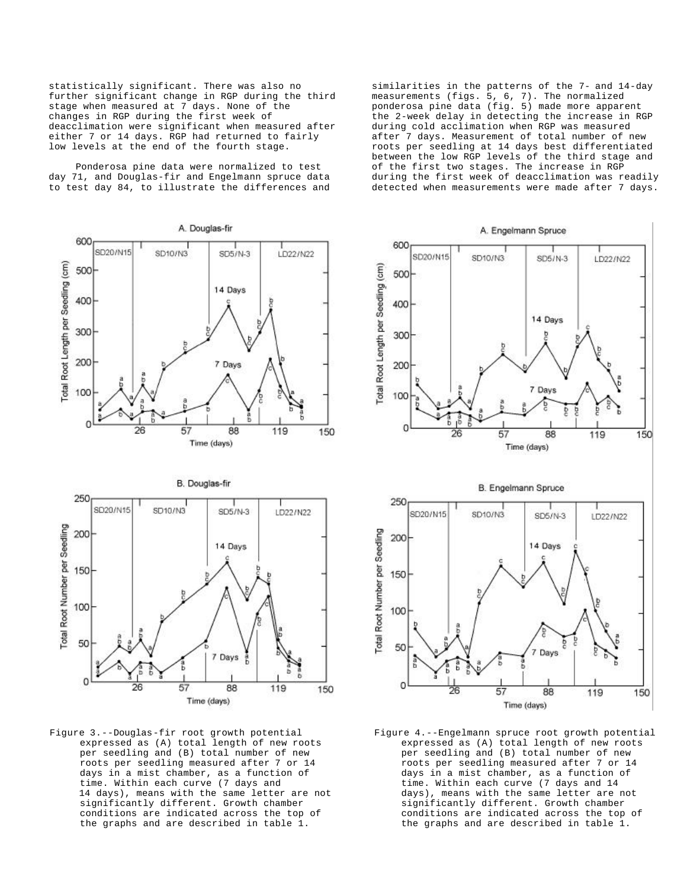statistically significant. There was also no further significant change in RGP during the third stage when measured at 7 days. None of the changes in RGP during the first week of deacclimation were significant when measured after either 7 or 14 days. RGP had returned to fairly low levels at the end of the fourth stage.

Ponderosa pine data were normalized to test day 71, and Douglas-fir and Engelmann spruce data to test day 84, to illustrate the differences and similarities in the patterns of the 7- and 14-day measurements (figs. 5, 6, 7). The normalized ponderosa pine data (fig. 5) made more apparent the 2-week delay in detecting the increase in RGP during cold acclimation when RGP was measured after 7 days. Measurement of total number of new roots per seedling at 14 days best differentiated between the low RGP levels of the third stage and of the first two stages. The increase in RGP during the first week of deacclimation was readily detected when measurements were made after 7 days.

Figure 3.--Douglas-fir root growth potential expressed as (A) total length of new roots per seedling and (B) total number of new roots per seedling measured after 7 or 14 days in a mist chamber, as a function of time. Within each curve (7 days and 14 days), means with the same letter are not significantly different. Growth chamber conditions are indicated across the top of the graphs and are described in table 1.

Figure 4.--Engelmann spruce root growth potential expressed as (A) total length of new roots per seedling and (B) total number of new roots per seedling measured after 7 or 14 days in a mist chamber, as a function of time. Within each curve (7 days and 14 days), means with the same letter are not significantly different. Growth chamber conditions are indicated across the top of the graphs and are described in table 1.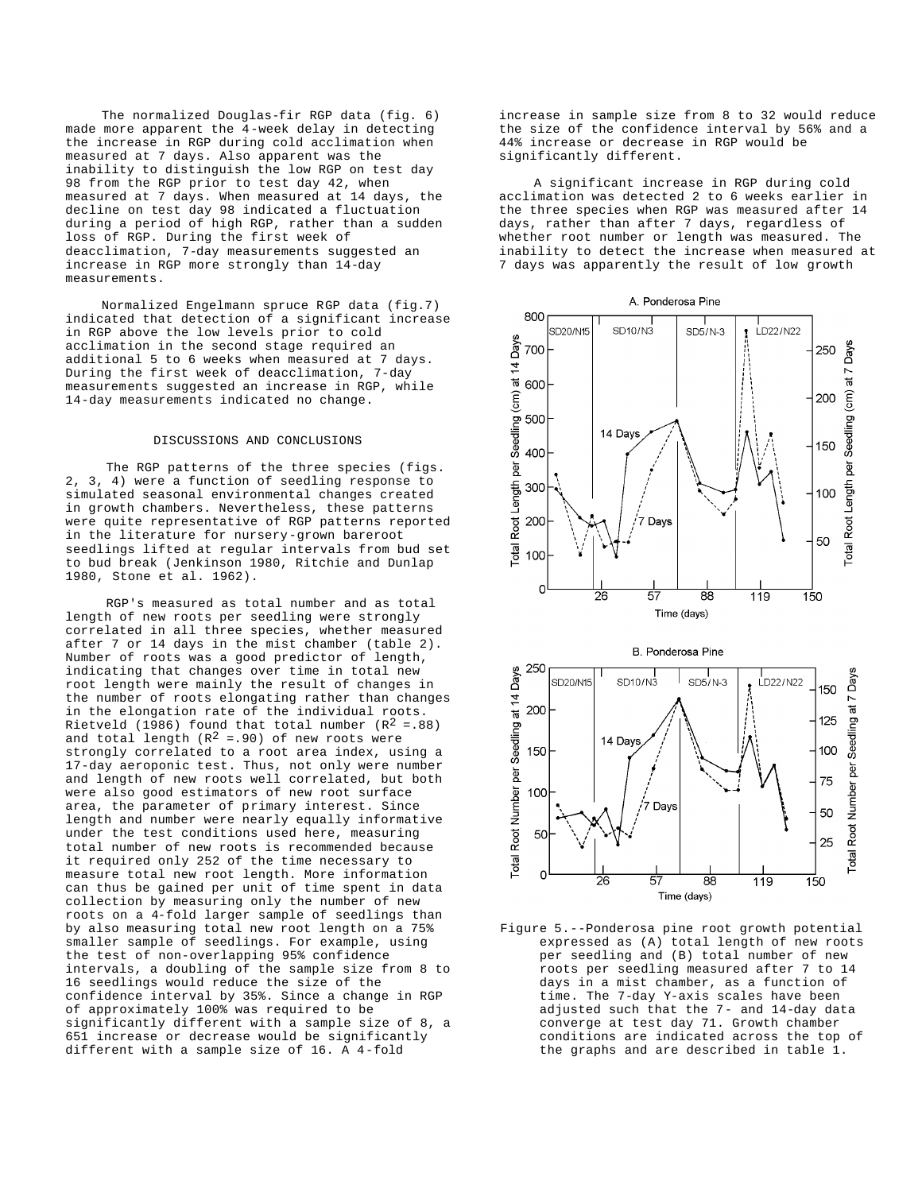The normalized Douglas-fir RGP data (fig. 6) made more apparent the 4-week delay in detecting the increase in RGP during cold acclimation when measured at 7 days. Also apparent was the inability to distinguish the low RGP on test day 98 from the RGP prior to test day 42, when measured at 7 days. When measured at 14 days, the decline on test day 98 indicated a fluctuation during a period of high RGP, rather than a sudden loss of RGP. During the first week of deacclimation, 7-day measurements suggested an increase in RGP more strongly than 14-day measurements.

Normalized Engelmann spruce RGP data (fig.7) indicated that detection of a significant increase in RGP above the low levels prior to cold acclimation in the second stage required an additional 5 to 6 weeks when measured at 7 days. During the first week of deacclimation, 7-day measurements suggested an increase in RGP, while 14-day measurements indicated no change.

## DISCUSSIONS AND CONCLUSIONS

The RGP patterns of the three species (figs. 2, 3, 4) were a function of seedling response to simulated seasonal environmental changes created in growth chambers. Nevertheless, these patterns were quite representative of RGP patterns reported in the literature for nursery-grown bareroot seedlings lifted at regular intervals from bud set to bud break (Jenkinson 1980, Ritchie and Dunlap 1980, Stone et al. 1962).

RGP's measured as total number and as total length of new roots per seedling were strongly correlated in all three species, whether measured after 7 or 14 days in the mist chamber (table 2). Number of roots was a good predictor of length, indicating that changes over time in total new root length were mainly the result of changes in the number of roots elongating rather than changes in the elongation rate of the individual roots. Rietveld (1986) found that total number ($R^2$ =.88) and total length ($R^2$ =.90) of new roots were strongly correlated to a root area index, using a 17-day aeroponic test. Thus, not only were number and length of new roots well correlated, but both were also good estimators of new root surface area, the parameter of primary interest. Since length and number were nearly equally informative under the test conditions used here, measuring total number of new roots is recommended because it required only 252 of the time necessary to measure total new root length. More information can thus be gained per unit of time spent in data collection by measuring only the number of new roots on a 4-fold larger sample of seedlings than by also measuring total new root length on a 75% smaller sample of seedlings. For example, using the test of non-overlapping 95% confidence intervals, a doubling of the sample size from 8 to 16 seedlings would reduce the size of the confidence interval by 35%. Since a change in RGP of approximately 100% was required to be significantly different with a sample size of 8, a 651 increase or decrease would be significantly different with a sample size of 16. A 4-fold increase in sample size from 8 to 32 would reduce the size of the confidence interval by 56% and a 44% increase or decrease in RGP would be significantly different.

A significant increase in RGP during cold acclimation was detected 2 to 6 weeks earlier in the three species when RGP was measured after 14 days, rather than after 7 days, regardless of whether root number or length was measured. The inability to detect the increase when measured at 7 days was apparently the result of low growth

Figure 5.--Ponderosa pine root growth potential expressed as (A) total length of new roots per seedling and (B) total number of new roots per seedling measured after 7 to 14 days in a mist chamber, as a function of time. The 7-day Y-axis scales have been adjusted such that the 7- and 14-day data converge at test day 71. Growth chamber conditions are indicated across the top of the graphs and are described in table 1.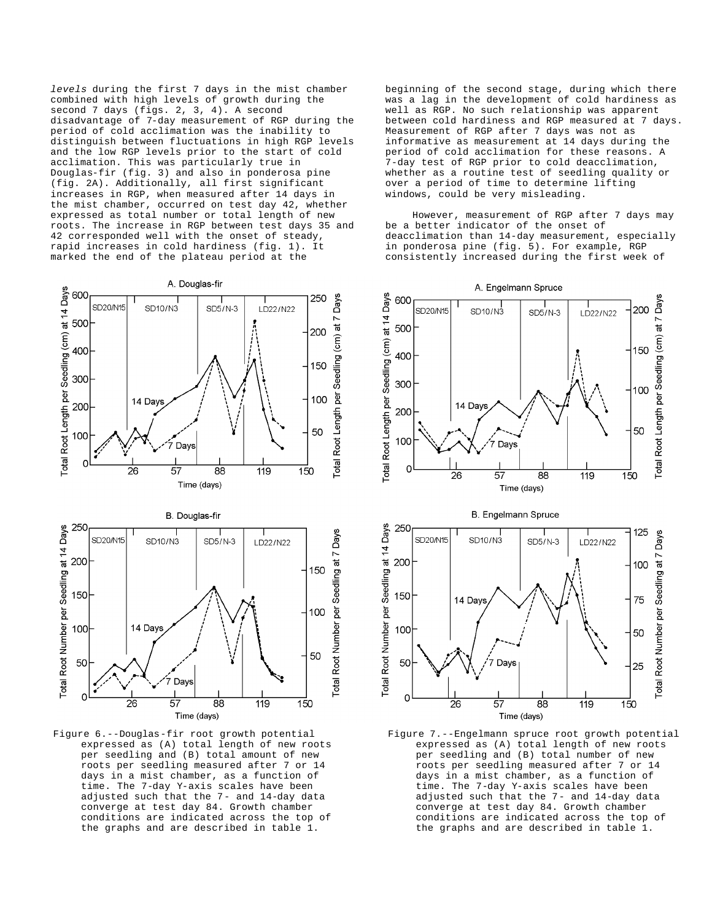*levels* during the first 7 days in the mist chamber combined with high levels of growth during the second 7 days (figs. 2, 3, 4). A second disadvantage of 7-day measurement of RGP during the period of cold acclimation was the inability to distinguish between fluctuations in high RGP levels and the low RGP levels prior to the start of cold acclimation. This was particularly true in Douglas-fir (fig. 3) and also in ponderosa pine (fig. 2A). Additionally, all first significant increases in RGP, when measured after 14 days in the mist chamber, occurred on test day 42, whether expressed as total number or total length of new roots. The increase in RGP between test days 35 and 42 corresponded well with the onset of steady, rapid increases in cold hardiness (fig. 1). It marked the end of the plateau period at the beginning of the second stage, during which there was a lag in the development of cold hardiness as well as RGP. No such relationship was apparent between cold hardiness and RGP measured at 7 days. Measurement of RGP after 7 days was not as informative as measurement at 14 days during the period of cold acclimation for these reasons. A 7-day test of RGP prior to cold deacclimation, whether as a routine test of seedling quality or over a period of time to determine lifting windows, could be very misleading.

However, measurement of RGP after 7 days may be a better indicator of the onset of deacclimation than 14-day measurement, especially in ponderosa pine (fig. 5). For example, RGP consistently increased during the first week of

Figure 6.--Douglas-fir root growth potential expressed as (A) total length of new roots per seedling and (B) total amount of new roots per seedling measured after 7 or 14 days in a mist chamber, as a function of time. The 7-day Y-axis scales have been adjusted such that the 7- and 14-day data converge at test day 84. Growth chamber conditions are indicated across the top of the graphs and are described in table 1.

Figure 7.--Engelmann spruce root growth potential expressed as (A) total length of new roots per seedling and (B) total number of new roots per seedling measured after 7 or 14 days in a mist chamber, as a function of time. The 7-day Y-axis scales have been adjusted such that the 7- and 14-day data converge at test day 84. Growth chamber conditions are indicated across the top of the graphs and are described in table 1.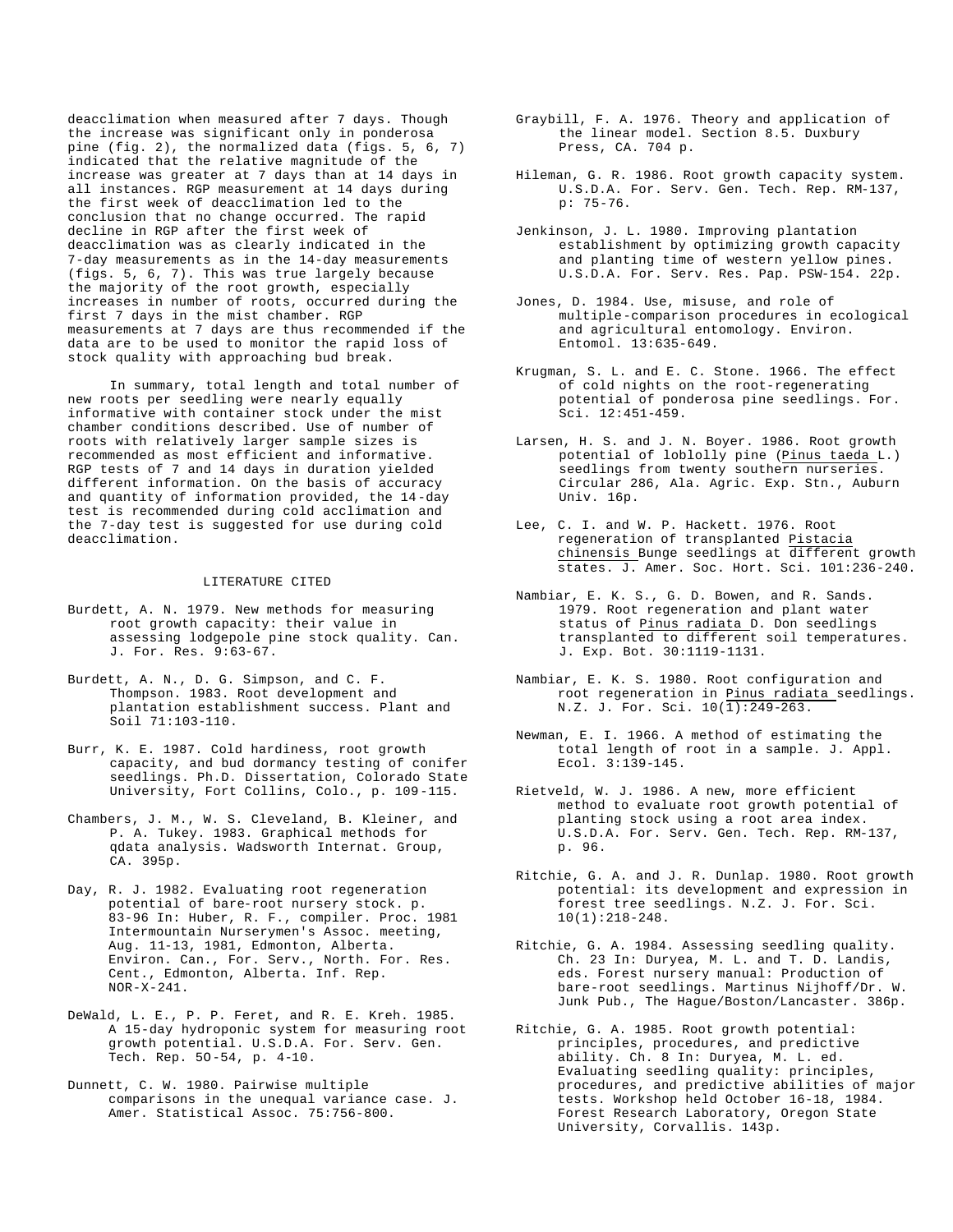deacclimation when measured after 7 days. Though the increase was significant only in ponderosa pine (fig. 2), the normalized data (figs. 5, 6, 7) indicated that the relative magnitude of the increase was greater at 7 days than at 14 days in all instances. RGP measurement at 14 days during the first week of deacclimation led to the conclusion that no change occurred. The rapid decline in RGP after the first week of deacclimation was as clearly indicated in the 7-day measurements as in the 14-day measurements (figs. 5, 6, 7). This was true largely because the majority of the root growth, especially increases in number of roots, occurred during the first 7 days in the mist chamber. RGP measurements at 7 days are thus recommended if the data are to be used to monitor the rapid loss of stock quality with approaching bud break.

In summary, total length and total number of new roots per seedling were nearly equally informative with container stock under the mist chamber conditions described. Use of number of roots with relatively larger sample sizes is recommended as most efficient and informative. RGP tests of 7 and 14 days in duration yielded different information. On the basis of accuracy and quantity of information provided, the 14-day test is recommended during cold acclimation and the 7-day test is suggested for use during cold deacclimation.

## LITERATURE CITED

Burdett, A. N. 1979. New methods for measuring root growth capacity: their value in assessing lodgepole pine stock quality. Can. J. For. Res. 9:63-67.

Burdett, A. N., D. G. Simpson, and C. F. Thompson. 1983. Root development and plantation establishment success. Plant and Soil 71:103-110.

Burr, K. E. 1987. Cold hardiness, root growth capacity, and bud dormancy testing of conifer seedlings. Ph.D. Dissertation, Colorado State University, Fort Collins, Colo., p. 109-115.

Chambers, J. M., W. S. Cleveland, B. Kleiner, and P. A. Tukey. 1983. Graphical methods for qdata analysis. Wadsworth Internat. Group, CA. 395p.

Day, R. J. 1982. Evaluating root regeneration potential of bare-root nursery stock. p. 83-96 In: Huber, R. F., compiler. Proc. 1981 Intermountain Nurserymen's Assoc. meeting, Aug. 11-13, 1981, Edmonton, Alberta. Environ. Can., For. Serv., North. For. Res. Cent., Edmonton, Alberta. Inf. Rep. NOR-X-241.

DeWald, L. E., P. P. Feret, and R. E. Kreh. 1985. A 15-day hydroponic system for measuring root growth potential. U.S.D.A. For. Serv. Gen. Tech. Rep. 5O-54, p. 4-10.

Dunnett, C. W. 1980. Pairwise multiple comparisons in the unequal variance case. J. Amer. Statistical Assoc. 75:756-800.

Graybill, F. A. 1976. Theory and application of the linear model. Section 8.5. Duxbury Press, CA. 704 p.

Hileman, G. R. 1986. Root growth capacity system. U.S.D.A. For. Serv. Gen. Tech. Rep. RM-137, p: 75-76.

Jenkinson, J. L. 1980. Improving plantation establishment by optimizing growth capacity and planting time of western yellow pines. U.S.D.A. For. Serv. Res. Pap. PSW-154. 22p.

Jones, D. 1984. Use, misuse, and role of multiple-comparison procedures in ecological and agricultural entomology. Environ. Entomol. 13:635-649.

Krugman, S. L. and E. C. Stone. 1966. The effect of cold nights on the root-regenerating potential of ponderosa pine seedlings. For. Sci. 12:451-459.

Larsen, H. S. and J. N. Boyer. 1986. Root growth potential of loblolly pine (Pinus taeda L.) seedlings from twenty southern nurseries. Circular 286, Ala. Agric. Exp. Stn., Auburn Univ. 16p.

Lee, C. I. and W. P. Hackett. 1976. Root regeneration of transplanted Pistacia chinensis Bunge seedlings at different growth states. J. Amer. Soc. Hort. Sci. 101:236-240.

Nambiar, E. K. S., G. D. Bowen, and R. Sands. 1979. Root regeneration and plant water status of Pinus radiata D. Don seedlings transplanted to different soil temperatures. J. Exp. Bot. 30:1119-1131.

Nambiar, E. K. S. 1980. Root configuration and root regeneration in Pinus radiata seedlings. N.Z. J. For. Sci. 10(1):249-263.

Newman, E. I. 1966. A method of estimating the total length of root in a sample. J. Appl. Ecol. 3:139-145.

Rietveld, W. J. 1986. A new, more efficient method to evaluate root growth potential of planting stock using a root area index. U.S.D.A. For. Serv. Gen. Tech. Rep. RM-137, p. 96.

Ritchie, G. A. and J. R. Dunlap. 1980. Root growth potential: its development and expression in forest tree seedlings. N.Z. J. For. Sci. 10(1):218-248.

Ritchie, G. A. 1984. Assessing seedling quality. Ch. 23 In: Duryea, M. L. and T. D. Landis, eds. Forest nursery manual: Production of bare-root seedlings. Martinus Nijhoff/Dr. W. Junk Pub., The Hague/Boston/Lancaster. 386p.

Ritchie, G. A. 1985. Root growth potential: principles, procedures, and predictive ability. Ch. 8 In: Duryea, M. L. ed. Evaluating seedling quality: principles, procedures, and predictive abilities of major tests. Workshop held October 16-18, 1984. Forest Research Laboratory, Oregon State University, Corvallis. 143p.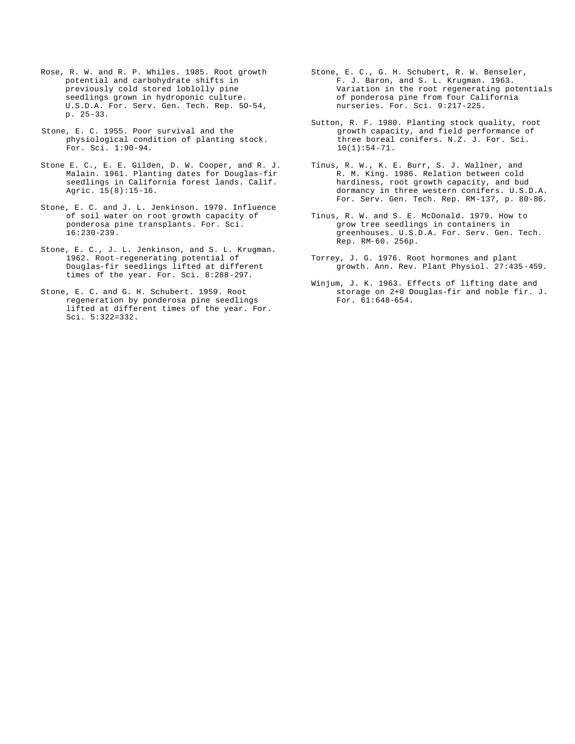Rose, R. W. and R. P. Whiles. 1985. Root growth potential and carbohydrate shifts in previously cold stored loblolly pine seedlings grown in hydroponic culture. U.S.D.A. For. Serv. Gen. Tech. Rep. 5O-54, p. 25-33.

Stone, E. C. 1955. Poor survival and the physiological condition of planting stock. For. Sci. 1:90-94.

Stone E. C., E. E. Gilden, D. W. Cooper, and R. J. Malain. 1961. Planting dates for Douglas-fir seedlings in California forest lands. Calif. Agric. 15(8):15-16.

Stone, E. C. and J. L. Jenkinson. 1970. Influence of soil water on root growth capacity of ponderosa pine transplants. For. Sci. 16:230-239.

Stone, E. C., J. L. Jenkinson, and S. L. Krugman. 1962. Root-regenerating potential of Douglas-fir seedlings lifted at different times of the year. For. Sci. 8:288-297.

Stone, E. C. and G. H. Schubert. 1959. Root regeneration by ponderosa pine seedlings lifted at different times of the year. For. Sci. 5:322=332.

Stone, E. C., G. H. Schubert, R. W. Benseler, F. J. Baron, and S. L. Krugman. 1963. Variation in the root regenerating potentials of ponderosa pine from four California nurseries. For. Sci. 9:217-225.

Sutton, R. F. 1980. Planting stock quality, root growth capacity, and field performance of three boreal conifers. N.Z. J. For. Sci. 10(1):54-71.

Tinus, R. W., K. E. Burr, S. J. Wallner, and R. M. King. 1986. Relation between cold hardiness, root growth capacity, and bud dormancy in three western conifers. U.S.D.A. For. Serv. Gen. Tech. Rep. RM-137, p. 80-86.

Tinus, R. W. and S. E. McDonald. 1979. How to grow tree seedlings in containers in greenhouses. U.S.D.A. For. Serv. Gen. Tech. Rep. RM-60. 256p.

Torrey, J. G. 1976. Root hormones and plant growth. Ann. Rev. Plant Physiol. 27:435-459.

Winjum, J. K. 1963. Effects of lifting date and storage on 2+0 Douglas-fir and noble fir. J. For. 61:648-654.